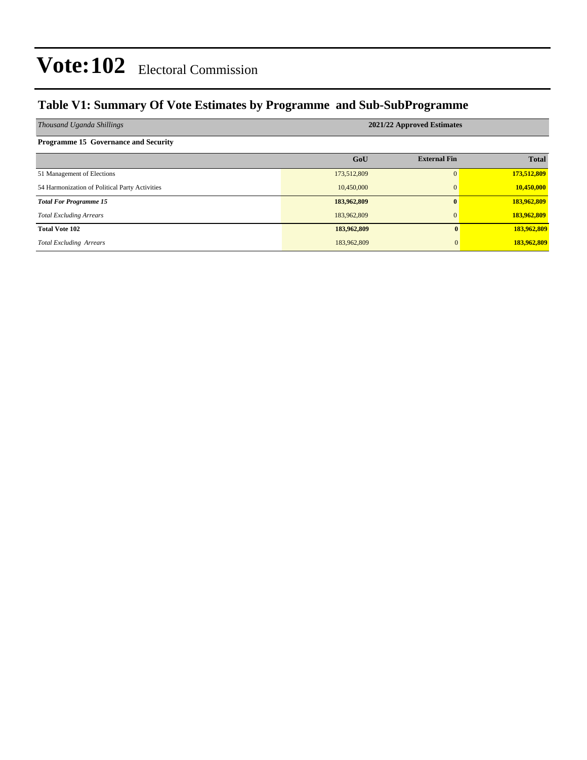# Vote:102 Electoral Commission

## Table V1: Summary Of Vote Estimates by Programme and Sub-SubProgramme

| *Thousand Uganda Shillings* | 2021/22 Approved Estimates | | |
|---|---|---|---|
| **Programme 15 Governance and Security** | | | |
| | **GoU** | **External Fin** | **Total** |
| 51 Management of Elections | 173,512,809 | 0 | **173,512,809** |
| 54 Harmonization of Political Party Activities | 10,450,000 | 0 | **10,450,000** |
| ***Total For Programme 15*** | **183,962,809** | **0** | **183,962,809** |
| *Total Excluding Arrears* | 183,962,809 | 0 | **183,962,809** |
| **Total Vote 102** | **183,962,809** | **0** | **183,962,809** |
| *Total Excluding Arrears* | 183,962,809 | 0 | **183,962,809** |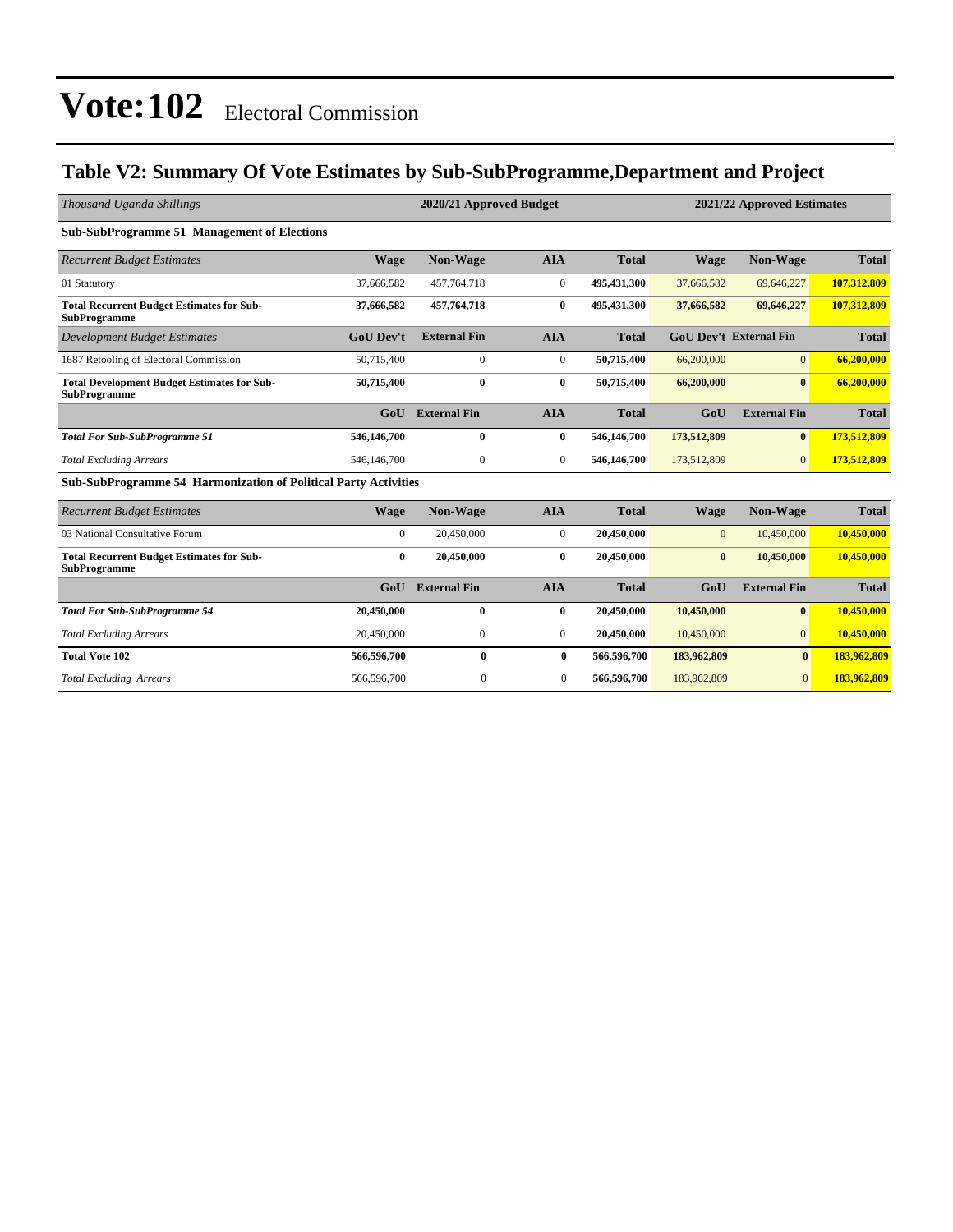# Vote:102 Electoral Commission

## Table V2: Summary Of Vote Estimates by Sub-SubProgramme,Department and Project

| *Thousand Uganda Shillings* | 2020/21 Approved Budget | | | | 2021/22 Approved Estimates | | |
|---|---|---|---|---|---|---|---|
| **Sub-SubProgramme 51 Management of Elections** | | | | | | | |
| *Recurrent Budget Estimates* | **Wage** | **Non-Wage** | **AIA** | **Total** | **Wage** | **Non-Wage** | **Total** |
| 01 Statutory | 37,666,582 | 457,764,718 | 0 | **495,431,300** | 37,666,582 | 69,646,227 | **107,312,809** |
| **Total Recurrent Budget Estimates for Sub-SubProgramme** | **37,666,582** | **457,764,718** | **0** | **495,431,300** | **37,666,582** | **69,646,227** | **107,312,809** |
| *Development Budget Estimates* | **GoU Dev't** | **External Fin** | **AIA** | **Total** | **GoU Dev't** | **External Fin** | **Total** |
| 1687 Retooling of Electoral Commission | 50,715,400 | 0 | 0 | **50,715,400** | 66,200,000 | 0 | **66,200,000** |
| **Total Development Budget Estimates for Sub-SubProgramme** | **50,715,400** | **0** | **0** | **50,715,400** | **66,200,000** | **0** | **66,200,000** |
| | **GoU** | **External Fin** | **AIA** | **Total** | **GoU** | **External Fin** | **Total** |
| ***Total For Sub-SubProgramme 51*** | **546,146,700** | **0** | **0** | **546,146,700** | **173,512,809** | **0** | **173,512,809** |
| *Total Excluding Arrears* | 546,146,700 | 0 | 0 | **546,146,700** | 173,512,809 | 0 | **173,512,809** |
| **Sub-SubProgramme 54 Harmonization of Political Party Activities** | | | | | | | |
| *Recurrent Budget Estimates* | **Wage** | **Non-Wage** | **AIA** | **Total** | **Wage** | **Non-Wage** | **Total** |
| 03 National Consultative Forum | 0 | 20,450,000 | 0 | **20,450,000** | 0 | 10,450,000 | **10,450,000** |
| **Total Recurrent Budget Estimates for Sub-SubProgramme** | **0** | **20,450,000** | **0** | **20,450,000** | **0** | **10,450,000** | **10,450,000** |
| | **GoU** | **External Fin** | **AIA** | **Total** | **GoU** | **External Fin** | **Total** |
| ***Total For Sub-SubProgramme 54*** | **20,450,000** | **0** | **0** | **20,450,000** | **10,450,000** | **0** | **10,450,000** |
| *Total Excluding Arrears* | 20,450,000 | 0 | 0 | **20,450,000** | 10,450,000 | 0 | **10,450,000** |
| **Total Vote 102** | **566,596,700** | **0** | **0** | **566,596,700** | **183,962,809** | **0** | **183,962,809** |
| *Total Excluding Arrears* | 566,596,700 | 0 | 0 | **566,596,700** | 183,962,809 | 0 | **183,962,809** |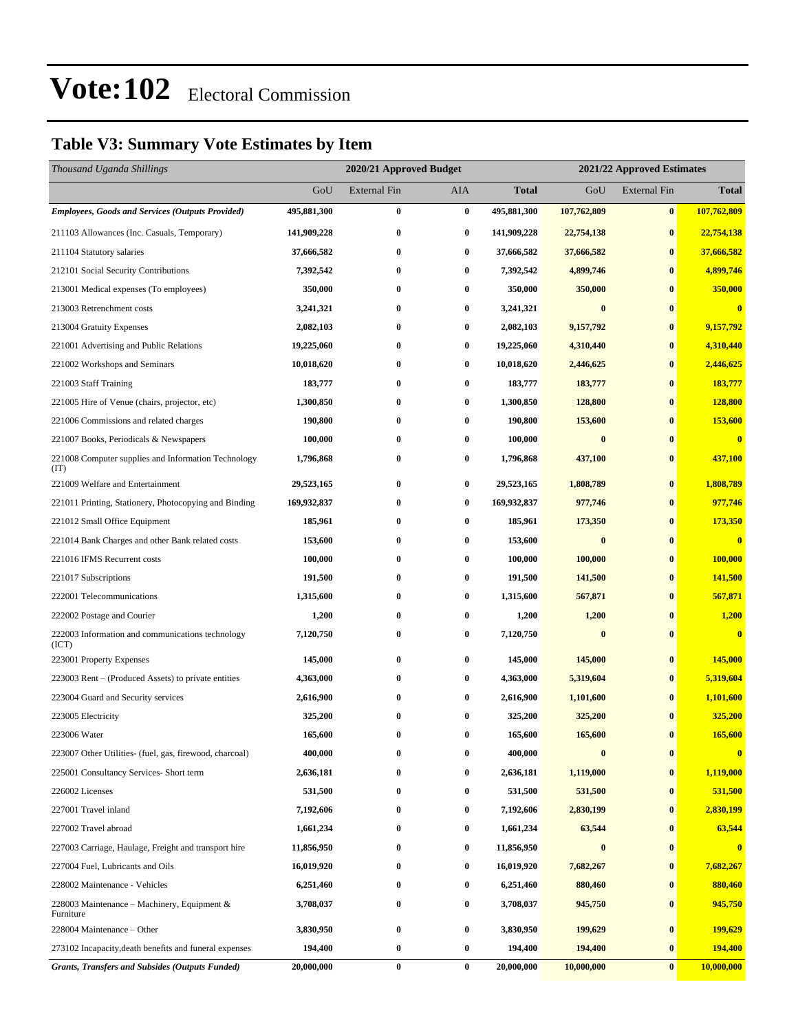# Vote:102 Electoral Commission

## Table V3: Summary Vote Estimates by Item

| *Thousand Uganda Shillings* | 2020/21 Approved Budget | | | | 2021/22 Approved Estimates | | |
|---|---|---|---|---|---|---|---|
| | GoU | External Fin | AIA | **Total** | GoU | External Fin | **Total** |
| ***Employees, Goods and Services (Outputs Provided)*** | **495,881,300** | **0** | **0** | **495,881,300** | **107,762,809** | **0** | **107,762,809** |
| 211103 Allowances (Inc. Casuals, Temporary) | **141,909,228** | **0** | **0** | **141,909,228** | **22,754,138** | **0** | **22,754,138** |
| 211104 Statutory salaries | **37,666,582** | **0** | **0** | **37,666,582** | **37,666,582** | **0** | **37,666,582** |
| 212101 Social Security Contributions | **7,392,542** | **0** | **0** | **7,392,542** | **4,899,746** | **0** | **4,899,746** |
| 213001 Medical expenses (To employees) | **350,000** | **0** | **0** | **350,000** | **350,000** | **0** | **350,000** |
| 213003 Retrenchment costs | **3,241,321** | **0** | **0** | **3,241,321** | **0** | **0** | **0** |
| 213004 Gratuity Expenses | **2,082,103** | **0** | **0** | **2,082,103** | **9,157,792** | **0** | **9,157,792** |
| 221001 Advertising and Public Relations | **19,225,060** | **0** | **0** | **19,225,060** | **4,310,440** | **0** | **4,310,440** |
| 221002 Workshops and Seminars | **10,018,620** | **0** | **0** | **10,018,620** | **2,446,625** | **0** | **2,446,625** |
| 221003 Staff Training | **183,777** | **0** | **0** | **183,777** | **183,777** | **0** | **183,777** |
| 221005 Hire of Venue (chairs, projector, etc) | **1,300,850** | **0** | **0** | **1,300,850** | **128,800** | **0** | **128,800** |
| 221006 Commissions and related charges | **190,800** | **0** | **0** | **190,800** | **153,600** | **0** | **153,600** |
| 221007 Books, Periodicals & Newspapers | **100,000** | **0** | **0** | **100,000** | **0** | **0** | **0** |
| 221008 Computer supplies and Information Technology (IT) | **1,796,868** | **0** | **0** | **1,796,868** | **437,100** | **0** | **437,100** |
| 221009 Welfare and Entertainment | **29,523,165** | **0** | **0** | **29,523,165** | **1,808,789** | **0** | **1,808,789** |
| 221011 Printing, Stationery, Photocopying and Binding | **169,932,837** | **0** | **0** | **169,932,837** | **977,746** | **0** | **977,746** |
| 221012 Small Office Equipment | **185,961** | **0** | **0** | **185,961** | **173,350** | **0** | **173,350** |
| 221014 Bank Charges and other Bank related costs | **153,600** | **0** | **0** | **153,600** | **0** | **0** | **0** |
| 221016 IFMS Recurrent costs | **100,000** | **0** | **0** | **100,000** | **100,000** | **0** | **100,000** |
| 221017 Subscriptions | **191,500** | **0** | **0** | **191,500** | **141,500** | **0** | **141,500** |
| 222001 Telecommunications | **1,315,600** | **0** | **0** | **1,315,600** | **567,871** | **0** | **567,871** |
| 222002 Postage and Courier | **1,200** | **0** | **0** | **1,200** | **1,200** | **0** | **1,200** |
| 222003 Information and communications technology (ICT) | **7,120,750** | **0** | **0** | **7,120,750** | **0** | **0** | **0** |
| 223001 Property Expenses | **145,000** | **0** | **0** | **145,000** | **145,000** | **0** | **145,000** |
| 223003 Rent – (Produced Assets) to private entities | **4,363,000** | **0** | **0** | **4,363,000** | **5,319,604** | **0** | **5,319,604** |
| 223004 Guard and Security services | **2,616,900** | **0** | **0** | **2,616,900** | **1,101,600** | **0** | **1,101,600** |
| 223005 Electricity | **325,200** | **0** | **0** | **325,200** | **325,200** | **0** | **325,200** |
| 223006 Water | **165,600** | **0** | **0** | **165,600** | **165,600** | **0** | **165,600** |
| 223007 Other Utilities- (fuel, gas, firewood, charcoal) | **400,000** | **0** | **0** | **400,000** | **0** | **0** | **0** |
| 225001 Consultancy Services- Short term | **2,636,181** | **0** | **0** | **2,636,181** | **1,119,000** | **0** | **1,119,000** |
| 226002 Licenses | **531,500** | **0** | **0** | **531,500** | **531,500** | **0** | **531,500** |
| 227001 Travel inland | **7,192,606** | **0** | **0** | **7,192,606** | **2,830,199** | **0** | **2,830,199** |
| 227002 Travel abroad | **1,661,234** | **0** | **0** | **1,661,234** | **63,544** | **0** | **63,544** |
| 227003 Carriage, Haulage, Freight and transport hire | **11,856,950** | **0** | **0** | **11,856,950** | **0** | **0** | **0** |
| 227004 Fuel, Lubricants and Oils | **16,019,920** | **0** | **0** | **16,019,920** | **7,682,267** | **0** | **7,682,267** |
| 228002 Maintenance - Vehicles | **6,251,460** | **0** | **0** | **6,251,460** | **880,460** | **0** | **880,460** |
| 228003 Maintenance – Machinery, Equipment & Furniture | **3,708,037** | **0** | **0** | **3,708,037** | **945,750** | **0** | **945,750** |
| 228004 Maintenance – Other | **3,830,950** | **0** | **0** | **3,830,950** | **199,629** | **0** | **199,629** |
| 273102 Incapacity,death benefits and funeral expenses | **194,400** | **0** | **0** | **194,400** | **194,400** | **0** | **194,400** |
| ***Grants, Transfers and Subsides (Outputs Funded)*** | **20,000,000** | **0** | **0** | **20,000,000** | **10,000,000** | **0** | **10,000,000** |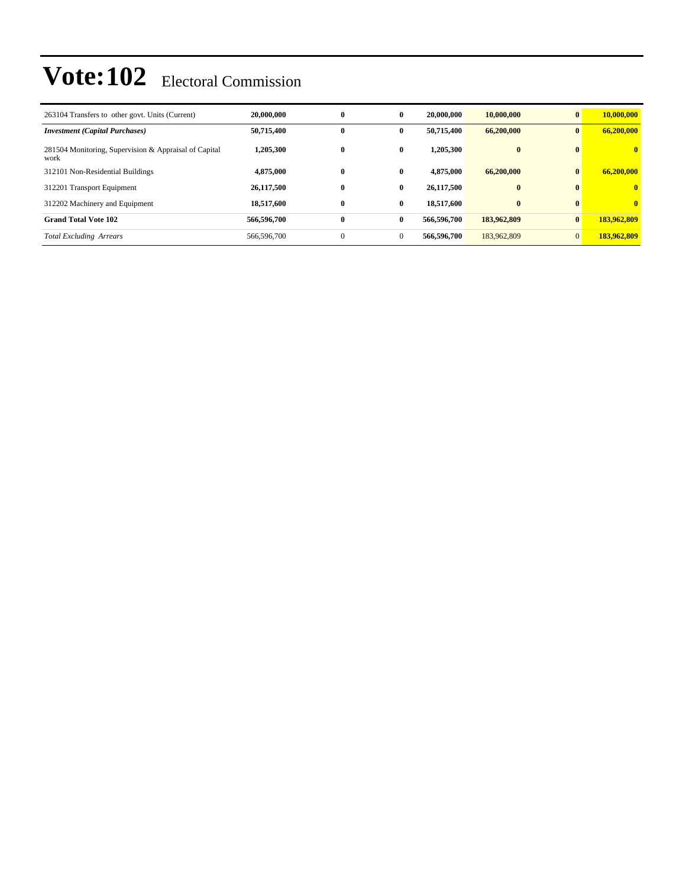# Vote:102 Electoral Commission

| | | | | | | | |
|---|---|---|---|---|---|---|---|
| 263104 Transfers to other govt. Units (Current) | **20,000,000** | **0** | **0** | **20,000,000** | **10,000,000** | **0** | **10,000,000** |
| ***Investment (Capital Purchases)*** | **50,715,400** | **0** | **0** | **50,715,400** | **66,200,000** | **0** | **66,200,000** |
| 281504 Monitoring, Supervision & Appraisal of Capital work | **1,205,300** | **0** | **0** | **1,205,300** | **0** | **0** | **0** |
| 312101 Non-Residential Buildings | **4,875,000** | **0** | **0** | **4,875,000** | **66,200,000** | **0** | **66,200,000** |
| 312201 Transport Equipment | **26,117,500** | **0** | **0** | **26,117,500** | **0** | **0** | **0** |
| 312202 Machinery and Equipment | **18,517,600** | **0** | **0** | **18,517,600** | **0** | **0** | **0** |
| **Grand Total Vote 102** | **566,596,700** | **0** | **0** | **566,596,700** | **183,962,809** | **0** | **183,962,809** |
| *Total Excluding Arrears* | 566,596,700 | 0 | 0 | **566,596,700** | 183,962,809 | 0 | **183,962,809** |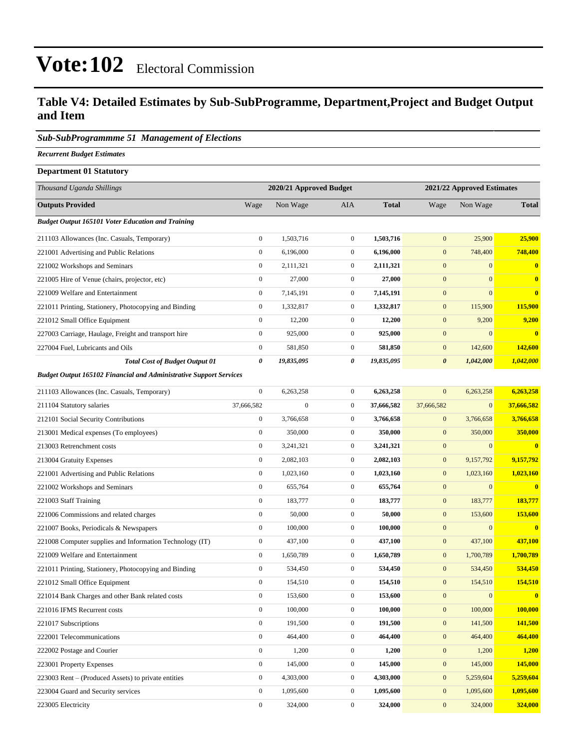# Vote:102 Electoral Commission

## Table V4: Detailed Estimates by Sub-SubProgramme, Department,Project and Budget Output and Item

### *Sub-SubProgrammme 51 Management of Elections*

***Recurrent Budget Estimates***

**Department 01 Statutory**

| *Thousand Uganda Shillings* | 2020/21 Approved Budget | | | | 2021/22 Approved Estimates | | |
|---|---|---|---|---|---|---|---|
| **Outputs Provided** | Wage | Non Wage | AIA | **Total** | Wage | Non Wage | **Total** |
| ***Budget Output 165101 Voter Education and Training*** | | | | | | | |
| 211103 Allowances (Inc. Casuals, Temporary) | 0 | 1,503,716 | 0 | **1,503,716** | 0 | 25,900 | **25,900** |
| 221001 Advertising and Public Relations | 0 | 6,196,000 | 0 | **6,196,000** | 0 | 748,400 | **748,400** |
| 221002 Workshops and Seminars | 0 | 2,111,321 | 0 | **2,111,321** | 0 | 0 | **0** |
| 221005 Hire of Venue (chairs, projector, etc) | 0 | 27,000 | 0 | **27,000** | 0 | 0 | **0** |
| 221009 Welfare and Entertainment | 0 | 7,145,191 | 0 | **7,145,191** | 0 | 0 | **0** |
| 221011 Printing, Stationery, Photocopying and Binding | 0 | 1,332,817 | 0 | **1,332,817** | 0 | 115,900 | **115,900** |
| 221012 Small Office Equipment | 0 | 12,200 | 0 | **12,200** | 0 | 9,200 | **9,200** |
| 227003 Carriage, Haulage, Freight and transport hire | 0 | 925,000 | 0 | **925,000** | 0 | 0 | **0** |
| 227004 Fuel, Lubricants and Oils | 0 | 581,850 | 0 | **581,850** | 0 | 142,600 | **142,600** |
| ***Total Cost of Budget Output 01*** | ***0*** | ***19,835,095*** | ***0*** | ***19,835,095*** | ***0*** | ***1,042,000*** | ***1,042,000*** |
| ***Budget Output 165102 Financial and Administrative Support Services*** | | | | | | | |
| 211103 Allowances (Inc. Casuals, Temporary) | 0 | 6,263,258 | 0 | **6,263,258** | 0 | 6,263,258 | **6,263,258** |
| 211104 Statutory salaries | 37,666,582 | 0 | 0 | **37,666,582** | 37,666,582 | 0 | **37,666,582** |
| 212101 Social Security Contributions | 0 | 3,766,658 | 0 | **3,766,658** | 0 | 3,766,658 | **3,766,658** |
| 213001 Medical expenses (To employees) | 0 | 350,000 | 0 | **350,000** | 0 | 350,000 | **350,000** |
| 213003 Retrenchment costs | 0 | 3,241,321 | 0 | **3,241,321** | 0 | 0 | **0** |
| 213004 Gratuity Expenses | 0 | 2,082,103 | 0 | **2,082,103** | 0 | 9,157,792 | **9,157,792** |
| 221001 Advertising and Public Relations | 0 | 1,023,160 | 0 | **1,023,160** | 0 | 1,023,160 | **1,023,160** |
| 221002 Workshops and Seminars | 0 | 655,764 | 0 | **655,764** | 0 | 0 | **0** |
| 221003 Staff Training | 0 | 183,777 | 0 | **183,777** | 0 | 183,777 | **183,777** |
| 221006 Commissions and related charges | 0 | 50,000 | 0 | **50,000** | 0 | 153,600 | **153,600** |
| 221007 Books, Periodicals & Newspapers | 0 | 100,000 | 0 | **100,000** | 0 | 0 | **0** |
| 221008 Computer supplies and Information Technology (IT) | 0 | 437,100 | 0 | **437,100** | 0 | 437,100 | **437,100** |
| 221009 Welfare and Entertainment | 0 | 1,650,789 | 0 | **1,650,789** | 0 | 1,700,789 | **1,700,789** |
| 221011 Printing, Stationery, Photocopying and Binding | 0 | 534,450 | 0 | **534,450** | 0 | 534,450 | **534,450** |
| 221012 Small Office Equipment | 0 | 154,510 | 0 | **154,510** | 0 | 154,510 | **154,510** |
| 221014 Bank Charges and other Bank related costs | 0 | 153,600 | 0 | **153,600** | 0 | 0 | **0** |
| 221016 IFMS Recurrent costs | 0 | 100,000 | 0 | **100,000** | 0 | 100,000 | **100,000** |
| 221017 Subscriptions | 0 | 191,500 | 0 | **191,500** | 0 | 141,500 | **141,500** |
| 222001 Telecommunications | 0 | 464,400 | 0 | **464,400** | 0 | 464,400 | **464,400** |
| 222002 Postage and Courier | 0 | 1,200 | 0 | **1,200** | 0 | 1,200 | **1,200** |
| 223001 Property Expenses | 0 | 145,000 | 0 | **145,000** | 0 | 145,000 | **145,000** |
| 223003 Rent – (Produced Assets) to private entities | 0 | 4,303,000 | 0 | **4,303,000** | 0 | 5,259,604 | **5,259,604** |
| 223004 Guard and Security services | 0 | 1,095,600 | 0 | **1,095,600** | 0 | 1,095,600 | **1,095,600** |
| 223005 Electricity | 0 | 324,000 | 0 | **324,000** | 0 | 324,000 | **324,000** |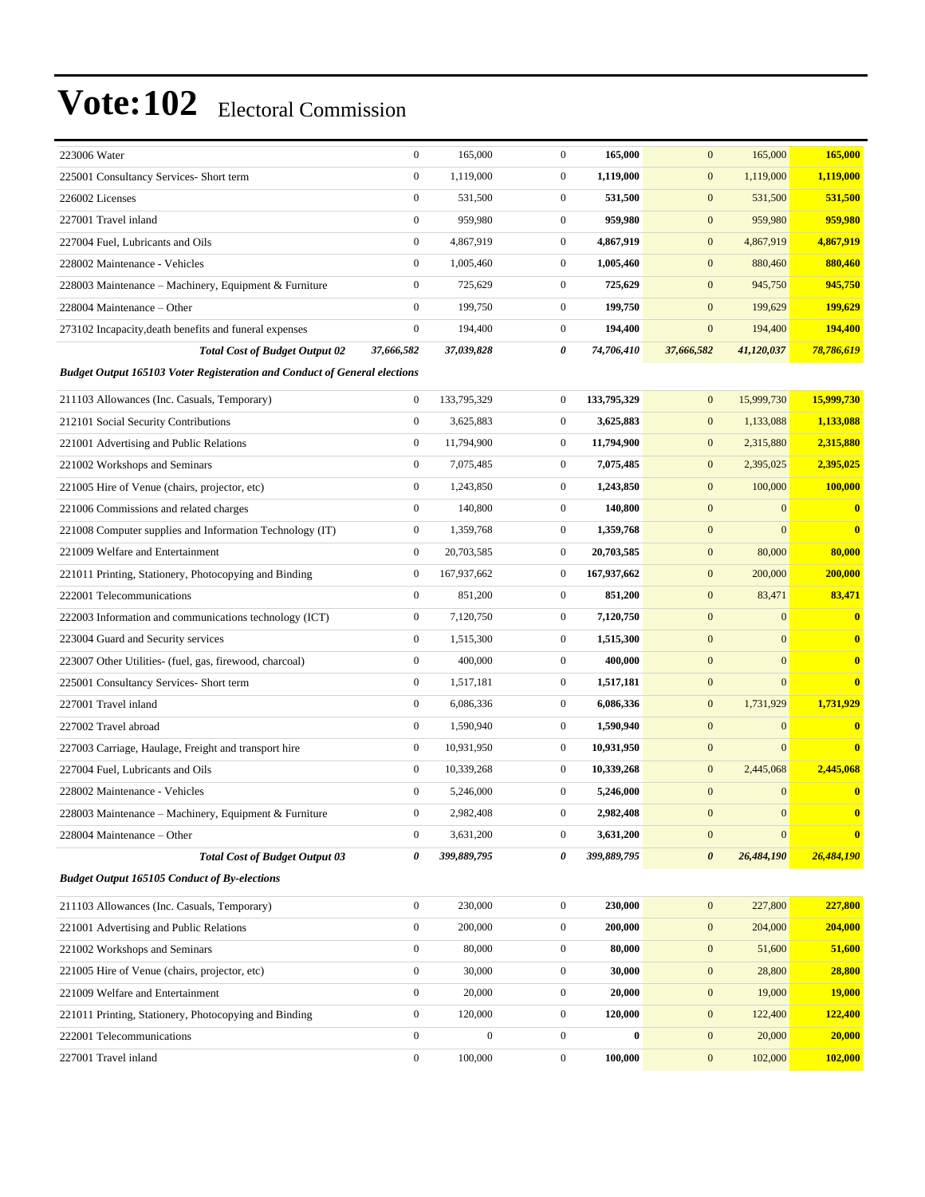# Vote:102 Electoral Commission

| | | | | | | | |
|---|---|---|---|---|---|---|---|
| 223006 Water | 0 | 165,000 | 0 | **165,000** | 0 | 165,000 | **165,000** |
| 225001 Consultancy Services- Short term | 0 | 1,119,000 | 0 | **1,119,000** | 0 | 1,119,000 | **1,119,000** |
| 226002 Licenses | 0 | 531,500 | 0 | **531,500** | 0 | 531,500 | **531,500** |
| 227001 Travel inland | 0 | 959,980 | 0 | **959,980** | 0 | 959,980 | **959,980** |
| 227004 Fuel, Lubricants and Oils | 0 | 4,867,919 | 0 | **4,867,919** | 0 | 4,867,919 | **4,867,919** |
| 228002 Maintenance - Vehicles | 0 | 1,005,460 | 0 | **1,005,460** | 0 | 880,460 | **880,460** |
| 228003 Maintenance – Machinery, Equipment & Furniture | 0 | 725,629 | 0 | **725,629** | 0 | 945,750 | **945,750** |
| 228004 Maintenance – Other | 0 | 199,750 | 0 | **199,750** | 0 | 199,629 | **199,629** |
| 273102 Incapacity,death benefits and funeral expenses | 0 | 194,400 | 0 | **194,400** | 0 | 194,400 | **194,400** |
| ***Total Cost of Budget Output 02*** | ***37,666,582*** | ***37,039,828*** | ***0*** | ***74,706,410*** | ***37,666,582*** | ***41,120,037*** | ***78,786,619*** |
| ***Budget Output 165103 Voter Registeration and Conduct of General elections*** | | | | | | | |
| 211103 Allowances (Inc. Casuals, Temporary) | 0 | 133,795,329 | 0 | **133,795,329** | 0 | 15,999,730 | **15,999,730** |
| 212101 Social Security Contributions | 0 | 3,625,883 | 0 | **3,625,883** | 0 | 1,133,088 | **1,133,088** |
| 221001 Advertising and Public Relations | 0 | 11,794,900 | 0 | **11,794,900** | 0 | 2,315,880 | **2,315,880** |
| 221002 Workshops and Seminars | 0 | 7,075,485 | 0 | **7,075,485** | 0 | 2,395,025 | **2,395,025** |
| 221005 Hire of Venue (chairs, projector, etc) | 0 | 1,243,850 | 0 | **1,243,850** | 0 | 100,000 | **100,000** |
| 221006 Commissions and related charges | 0 | 140,800 | 0 | **140,800** | 0 | 0 | **0** |
| 221008 Computer supplies and Information Technology (IT) | 0 | 1,359,768 | 0 | **1,359,768** | 0 | 0 | **0** |
| 221009 Welfare and Entertainment | 0 | 20,703,585 | 0 | **20,703,585** | 0 | 80,000 | **80,000** |
| 221011 Printing, Stationery, Photocopying and Binding | 0 | 167,937,662 | 0 | **167,937,662** | 0 | 200,000 | **200,000** |
| 222001 Telecommunications | 0 | 851,200 | 0 | **851,200** | 0 | 83,471 | **83,471** |
| 222003 Information and communications technology (ICT) | 0 | 7,120,750 | 0 | **7,120,750** | 0 | 0 | **0** |
| 223004 Guard and Security services | 0 | 1,515,300 | 0 | **1,515,300** | 0 | 0 | **0** |
| 223007 Other Utilities- (fuel, gas, firewood, charcoal) | 0 | 400,000 | 0 | **400,000** | 0 | 0 | **0** |
| 225001 Consultancy Services- Short term | 0 | 1,517,181 | 0 | **1,517,181** | 0 | 0 | **0** |
| 227001 Travel inland | 0 | 6,086,336 | 0 | **6,086,336** | 0 | 1,731,929 | **1,731,929** |
| 227002 Travel abroad | 0 | 1,590,940 | 0 | **1,590,940** | 0 | 0 | **0** |
| 227003 Carriage, Haulage, Freight and transport hire | 0 | 10,931,950 | 0 | **10,931,950** | 0 | 0 | **0** |
| 227004 Fuel, Lubricants and Oils | 0 | 10,339,268 | 0 | **10,339,268** | 0 | 2,445,068 | **2,445,068** |
| 228002 Maintenance - Vehicles | 0 | 5,246,000 | 0 | **5,246,000** | 0 | 0 | **0** |
| 228003 Maintenance – Machinery, Equipment & Furniture | 0 | 2,982,408 | 0 | **2,982,408** | 0 | 0 | **0** |
| 228004 Maintenance – Other | 0 | 3,631,200 | 0 | **3,631,200** | 0 | 0 | **0** |
| ***Total Cost of Budget Output 03*** | ***0*** | ***399,889,795*** | ***0*** | ***399,889,795*** | ***0*** | ***26,484,190*** | ***26,484,190*** |
| ***Budget Output 165105 Conduct of By-elections*** | | | | | | | |
| 211103 Allowances (Inc. Casuals, Temporary) | 0 | 230,000 | 0 | **230,000** | 0 | 227,800 | **227,800** |
| 221001 Advertising and Public Relations | 0 | 200,000 | 0 | **200,000** | 0 | 204,000 | **204,000** |
| 221002 Workshops and Seminars | 0 | 80,000 | 0 | **80,000** | 0 | 51,600 | **51,600** |
| 221005 Hire of Venue (chairs, projector, etc) | 0 | 30,000 | 0 | **30,000** | 0 | 28,800 | **28,800** |
| 221009 Welfare and Entertainment | 0 | 20,000 | 0 | **20,000** | 0 | 19,000 | **19,000** |
| 221011 Printing, Stationery, Photocopying and Binding | 0 | 120,000 | 0 | **120,000** | 0 | 122,400 | **122,400** |
| 222001 Telecommunications | 0 | 0 | 0 | **0** | 0 | 20,000 | **20,000** |
| 227001 Travel inland | 0 | 100,000 | 0 | **100,000** | 0 | 102,000 | **102,000** |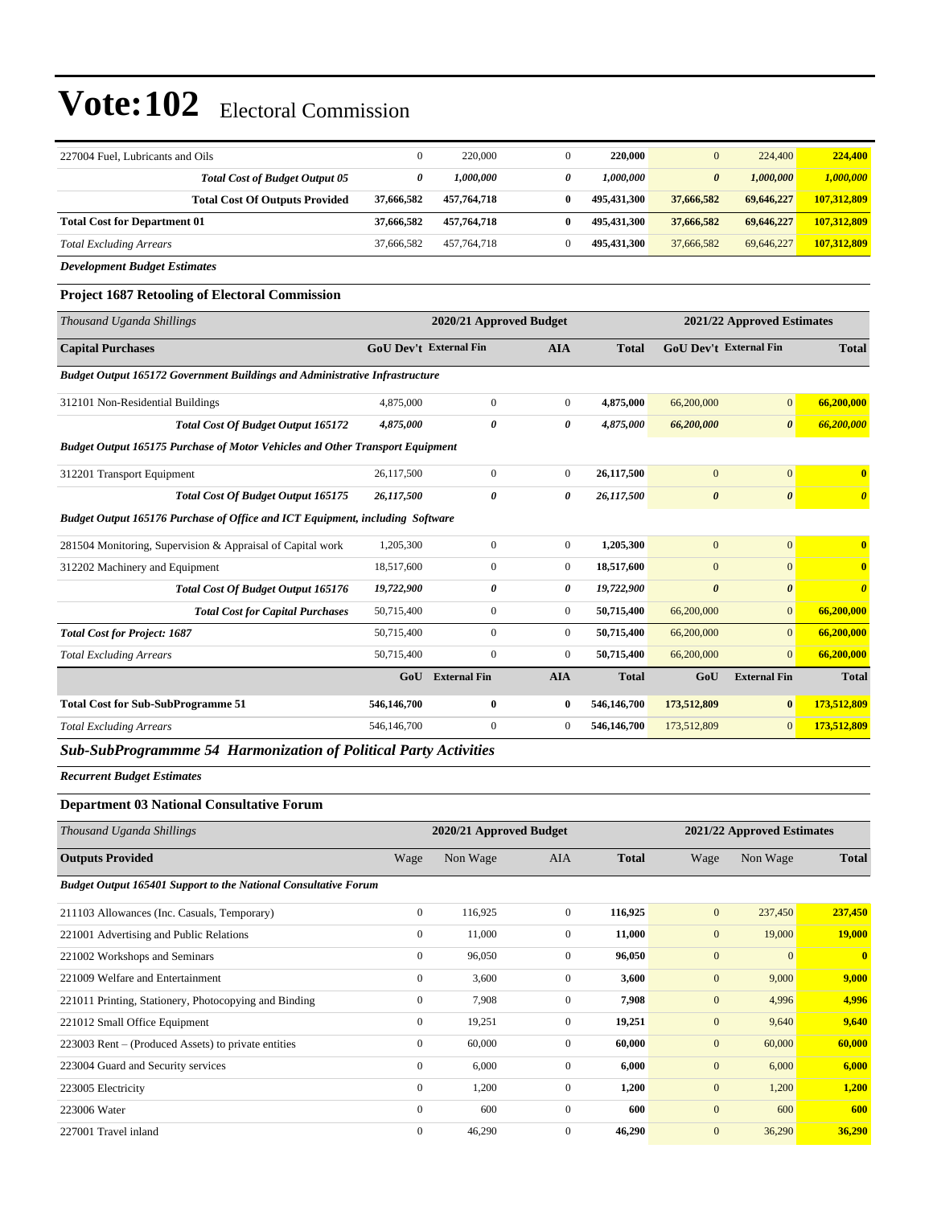# Vote:102 Electoral Commission

| | | | | | | | |
|---|---|---|---|---|---|---|---|
| 227004 Fuel, Lubricants and Oils | 0 | 220,000 | 0 | **220,000** | 0 | 224,400 | **224,400** |
| ***Total Cost of Budget Output 05*** | ***0*** | ***1,000,000*** | ***0*** | ***1,000,000*** | ***0*** | ***1,000,000*** | ***1,000,000*** |
| **Total Cost Of Outputs Provided** | **37,666,582** | **457,764,718** | **0** | **495,431,300** | **37,666,582** | **69,646,227** | **107,312,809** |
| **Total Cost for Department 01** | **37,666,582** | **457,764,718** | **0** | **495,431,300** | **37,666,582** | **69,646,227** | **107,312,809** |
| *Total Excluding Arrears* | 37,666,582 | 457,764,718 | 0 | **495,431,300** | 37,666,582 | 69,646,227 | **107,312,809** |

***Development Budget Estimates***

### Project 1687 Retooling of Electoral Commission

| *Thousand Uganda Shillings* | 2020/21 Approved Budget | | | | 2021/22 Approved Estimates | | |
|---|---|---|---|---|---|---|---|
| **Capital Purchases** | **GoU Dev't** | **External Fin** | **AIA** | **Total** | **GoU Dev't** | **External Fin** | **Total** |
| ***Budget Output 165172 Government Buildings and Administrative Infrastructure*** | | | | | | | |
| 312101 Non-Residential Buildings | 4,875,000 | 0 | 0 | **4,875,000** | 66,200,000 | 0 | **66,200,000** |
| ***Total Cost Of Budget Output 165172*** | ***4,875,000*** | ***0*** | ***0*** | ***4,875,000*** | ***66,200,000*** | ***0*** | ***66,200,000*** |
| ***Budget Output 165175 Purchase of Motor Vehicles and Other Transport Equipment*** | | | | | | | |
| 312201 Transport Equipment | 26,117,500 | 0 | 0 | **26,117,500** | 0 | 0 | **0** |
| ***Total Cost Of Budget Output 165175*** | ***26,117,500*** | ***0*** | ***0*** | ***26,117,500*** | ***0*** | ***0*** | ***0*** |
| ***Budget Output 165176 Purchase of Office and ICT Equipment, including Software*** | | | | | | | |
| 281504 Monitoring, Supervision & Appraisal of Capital work | 1,205,300 | 0 | 0 | **1,205,300** | 0 | 0 | **0** |
| 312202 Machinery and Equipment | 18,517,600 | 0 | 0 | **18,517,600** | 0 | 0 | **0** |
| ***Total Cost Of Budget Output 165176*** | ***19,722,900*** | ***0*** | ***0*** | ***19,722,900*** | ***0*** | ***0*** | ***0*** |
| ***Total Cost for Capital Purchases*** | 50,715,400 | 0 | 0 | **50,715,400** | 66,200,000 | 0 | **66,200,000** |
| ***Total Cost for Project: 1687*** | 50,715,400 | 0 | 0 | **50,715,400** | 66,200,000 | 0 | **66,200,000** |
| *Total Excluding Arrears* | 50,715,400 | 0 | 0 | **50,715,400** | 66,200,000 | 0 | **66,200,000** |
| | **GoU** | **External Fin** | **AIA** | **Total** | **GoU** | **External Fin** | **Total** |
| **Total Cost for Sub-SubProgramme 51** | **546,146,700** | **0** | **0** | **546,146,700** | **173,512,809** | **0** | **173,512,809** |
| *Total Excluding Arrears* | 546,146,700 | 0 | 0 | **546,146,700** | 173,512,809 | 0 | **173,512,809** |

## *Sub-SubProgrammme 54 Harmonization of Political Party Activities*

***Recurrent Budget Estimates***

### Department 03 National Consultative Forum

| *Thousand Uganda Shillings* | 2020/21 Approved Budget | | | | 2021/22 Approved Estimates | | |
|---|---|---|---|---|---|---|---|
| **Outputs Provided** | Wage | Non Wage | AIA | **Total** | Wage | Non Wage | **Total** |
| ***Budget Output 165401 Support to the National Consultative Forum*** | | | | | | | |
| 211103 Allowances (Inc. Casuals, Temporary) | 0 | 116,925 | 0 | **116,925** | 0 | 237,450 | **237,450** |
| 221001 Advertising and Public Relations | 0 | 11,000 | 0 | **11,000** | 0 | 19,000 | **19,000** |
| 221002 Workshops and Seminars | 0 | 96,050 | 0 | **96,050** | 0 | 0 | **0** |
| 221009 Welfare and Entertainment | 0 | 3,600 | 0 | **3,600** | 0 | 9,000 | **9,000** |
| 221011 Printing, Stationery, Photocopying and Binding | 0 | 7,908 | 0 | **7,908** | 0 | 4,996 | **4,996** |
| 221012 Small Office Equipment | 0 | 19,251 | 0 | **19,251** | 0 | 9,640 | **9,640** |
| 223003 Rent – (Produced Assets) to private entities | 0 | 60,000 | 0 | **60,000** | 0 | 60,000 | **60,000** |
| 223004 Guard and Security services | 0 | 6,000 | 0 | **6,000** | 0 | 6,000 | **6,000** |
| 223005 Electricity | 0 | 1,200 | 0 | **1,200** | 0 | 1,200 | **1,200** |
| 223006 Water | 0 | 600 | 0 | **600** | 0 | 600 | **600** |
| 227001 Travel inland | 0 | 46,290 | 0 | **46,290** | 0 | 36,290 | **36,290** |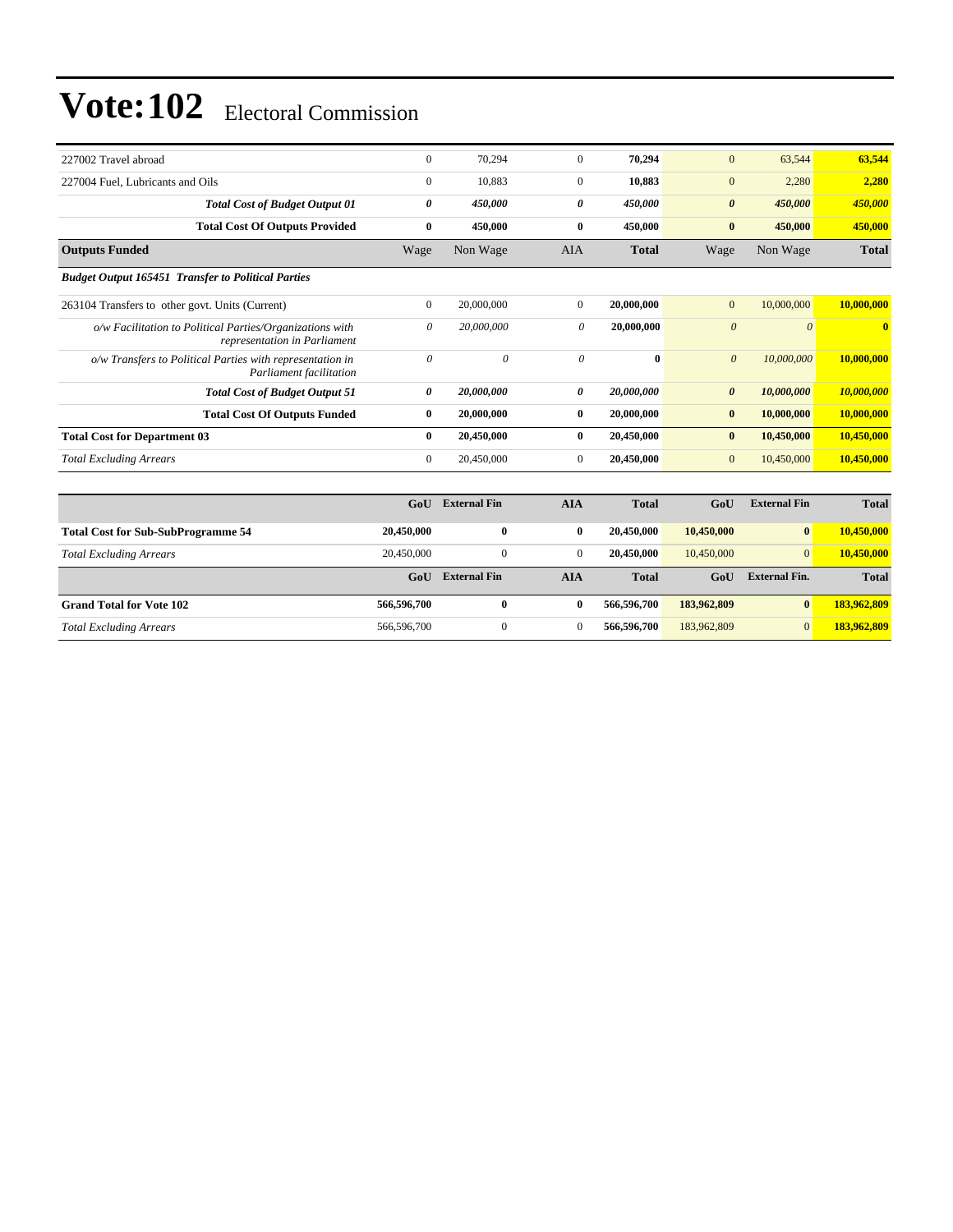# Vote:102 Electoral Commission

| | | | | | | | |
|---|---|---|---|---|---|---|---|
| 227002 Travel abroad | 0 | 70,294 | 0 | **70,294** | 0 | 63,544 | **63,544** |
| 227004 Fuel, Lubricants and Oils | 0 | 10,883 | 0 | **10,883** | 0 | 2,280 | **2,280** |
| ***Total Cost of Budget Output 01*** | ***0*** | ***450,000*** | ***0*** | ***450,000*** | ***0*** | ***450,000*** | ***450,000*** |
| **Total Cost Of Outputs Provided** | **0** | **450,000** | **0** | **450,000** | **0** | **450,000** | **450,000** |
| **Outputs Funded** | Wage | Non Wage | AIA | **Total** | Wage | Non Wage | **Total** |
| ***Budget Output 165451 Transfer to Political Parties*** | | | | | | | |
| 263104 Transfers to other govt. Units (Current) | 0 | 20,000,000 | 0 | **20,000,000** | 0 | 10,000,000 | **10,000,000** |
| *o/w Facilitation to Political Parties/Organizations with representation in Parliament* | *0* | *20,000,000* | *0* | **20,000,000** | *0* | *0* | **0** |
| *o/w Transfers to Political Parties with representation in Parliament facilitation* | *0* | *0* | *0* | **0** | *0* | *10,000,000* | **10,000,000** |
| ***Total Cost of Budget Output 51*** | ***0*** | ***20,000,000*** | ***0*** | ***20,000,000*** | ***0*** | ***10,000,000*** | ***10,000,000*** |
| **Total Cost Of Outputs Funded** | **0** | **20,000,000** | **0** | **20,000,000** | **0** | **10,000,000** | **10,000,000** |
| **Total Cost for Department 03** | **0** | **20,450,000** | **0** | **20,450,000** | **0** | **10,450,000** | **10,450,000** |
| *Total Excluding Arrears* | 0 | 20,450,000 | 0 | **20,450,000** | 0 | 10,450,000 | **10,450,000** |

| | GoU | External Fin | AIA | Total | GoU | External Fin | Total |
|---|---|---|---|---|---|---|---|
| **Total Cost for Sub-SubProgramme 54** | **20,450,000** | **0** | **0** | **20,450,000** | **10,450,000** | **0** | **10,450,000** |
| *Total Excluding Arrears* | 20,450,000 | 0 | 0 | **20,450,000** | 10,450,000 | 0 | **10,450,000** |
| | **GoU** | **External Fin** | **AIA** | **Total** | **GoU** | **External Fin.** | **Total** |
| **Grand Total for Vote 102** | **566,596,700** | **0** | **0** | **566,596,700** | **183,962,809** | **0** | **183,962,809** |
| *Total Excluding Arrears* | 566,596,700 | 0 | 0 | **566,596,700** | 183,962,809 | 0 | **183,962,809** |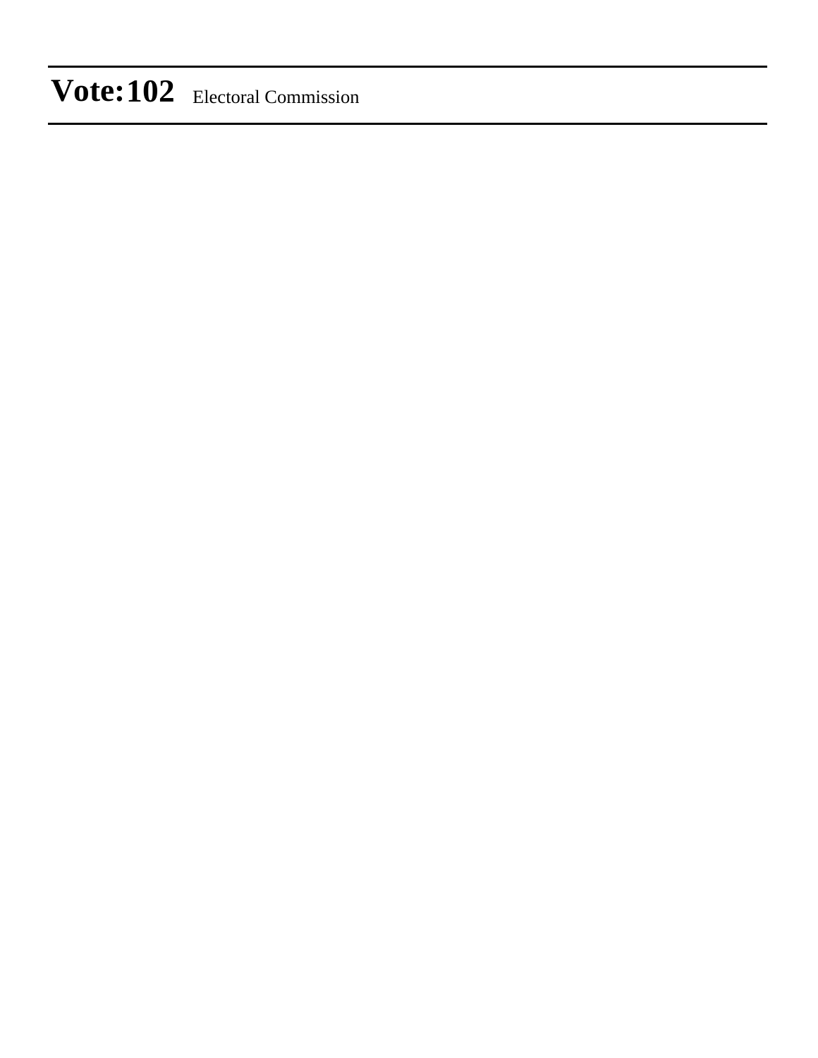# Vote:102 Electoral Commission